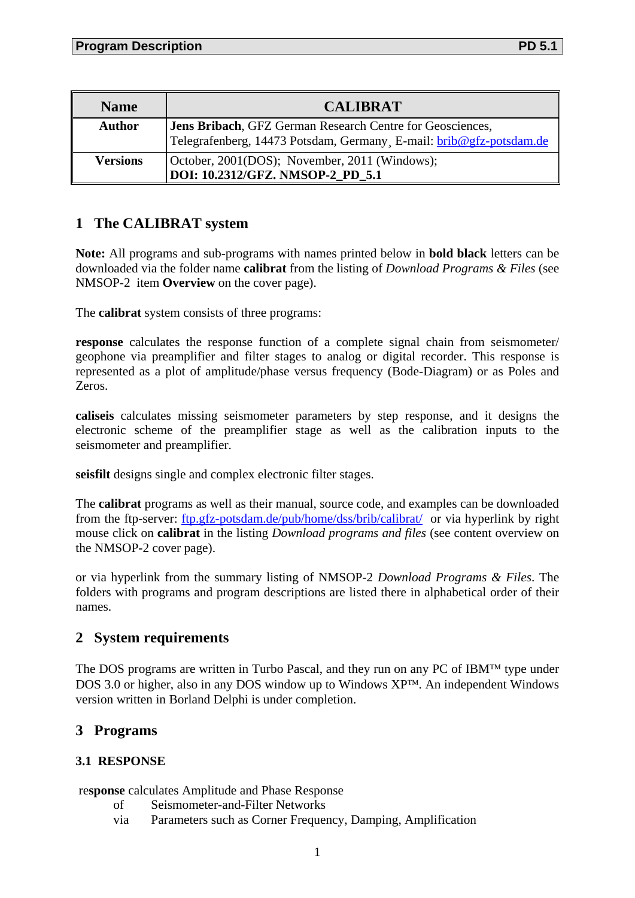| Name | CALIBRAT |
|---|---|
| **Author** | **Jens Bribach**, GFZ German Research Centre for Geosciences, Telegrafenberg, 14473 Potsdam, Germany¸ E-mail: brib@gfz-potsdam.de |
| **Versions** | October, 2001(DOS); November, 2011 (Windows); **DOI: 10.2312/GFZ. NMSOP-2_PD_5.1** |

## 1 The CALIBRAT system

**Note:** All programs and sub-programs with names printed below in **bold black** letters can be downloaded via the folder name **calibrat** from the listing of *Download Programs & Files* (see NMSOP-2 item **Overview** on the cover page).

The **calibrat** system consists of three programs:

**response** calculates the response function of a complete signal chain from seismometer/ geophone via preamplifier and filter stages to analog or digital recorder. This response is represented as a plot of amplitude/phase versus frequency (Bode-Diagram) or as Poles and Zeros.

**caliseis** calculates missing seismometer parameters by step response, and it designs the electronic scheme of the preamplifier stage as well as the calibration inputs to the seismometer and preamplifier.

**seisfilt** designs single and complex electronic filter stages.

The **calibrat** programs as well as their manual, source code, and examples can be downloaded from the ftp-server: ftp.gfz-potsdam.de/pub/home/dss/brib/calibrat/ or via hyperlink by right mouse click on **calibrat** in the listing *Download programs and files* (see content overview on the NMSOP-2 cover page).

or via hyperlink from the summary listing of NMSOP-2 *Download Programs & Files*. The folders with programs and program descriptions are listed there in alphabetical order of their names.

## 2 System requirements

The DOS programs are written in Turbo Pascal, and they run on any PC of IBM™ type under DOS 3.0 or higher, also in any DOS window up to Windows XP™. An independent Windows version written in Borland Delphi is under completion.

## 3 Programs

### 3.1 RESPONSE

re**sponse** calculates Amplitude and Phase Response

of  Seismometer-and-Filter Networks

via  Parameters such as Corner Frequency, Damping, Amplification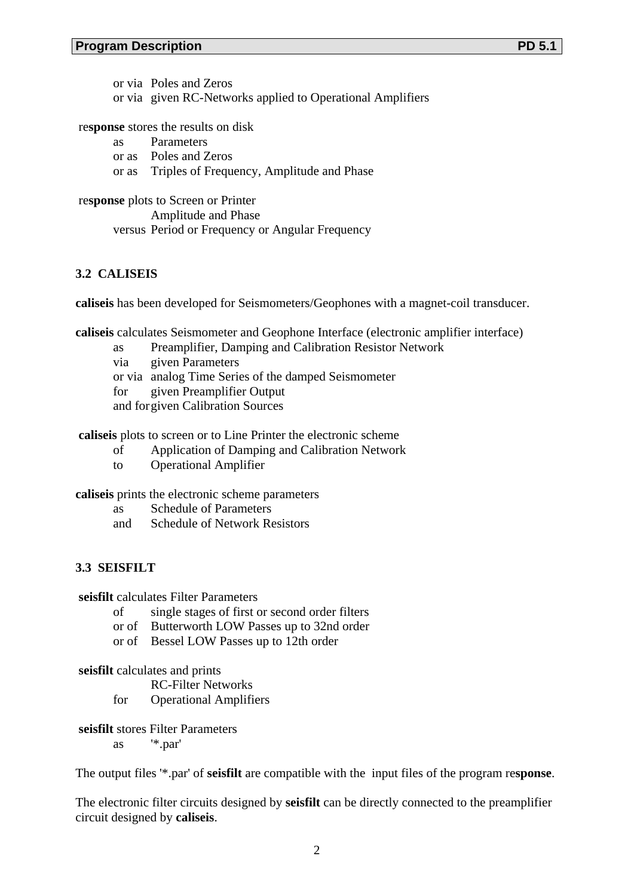or via Poles and Zeros
or via given RC-Networks applied to Operational Amplifiers

re**sponse** stores the results on disk
as Parameters
or as Poles and Zeros
or as Triples of Frequency, Amplitude and Phase

re**sponse** plots to Screen or Printer
Amplitude and Phase
versus Period or Frequency or Angular Frequency

### 3.2 CALISEIS

**caliseis** has been developed for Seismometers/Geophones with a magnet-coil transducer.

**caliseis** calculates Seismometer and Geophone Interface (electronic amplifier interface)
as Preamplifier, Damping and Calibration Resistor Network
via given Parameters
or via analog Time Series of the damped Seismometer
for given Preamplifier Output
and for given Calibration Sources

**caliseis** plots to screen or to Line Printer the electronic scheme
of Application of Damping and Calibration Network
to Operational Amplifier

**caliseis** prints the electronic scheme parameters
as Schedule of Parameters
and Schedule of Network Resistors

### 3.3 SEISFILT

**seisfilt** calculates Filter Parameters
of single stages of first or second order filters
or of Butterworth LOW Passes up to 32nd order
or of Bessel LOW Passes up to 12th order

**seisfilt** calculates and prints
RC-Filter Networks
for Operational Amplifiers

**seisfilt** stores Filter Parameters
as '*.par'

The output files '*.par' of **seisfilt** are compatible with the input files of the program re**sponse**.

The electronic filter circuits designed by **seisfilt** can be directly connected to the preamplifier circuit designed by **caliseis**.